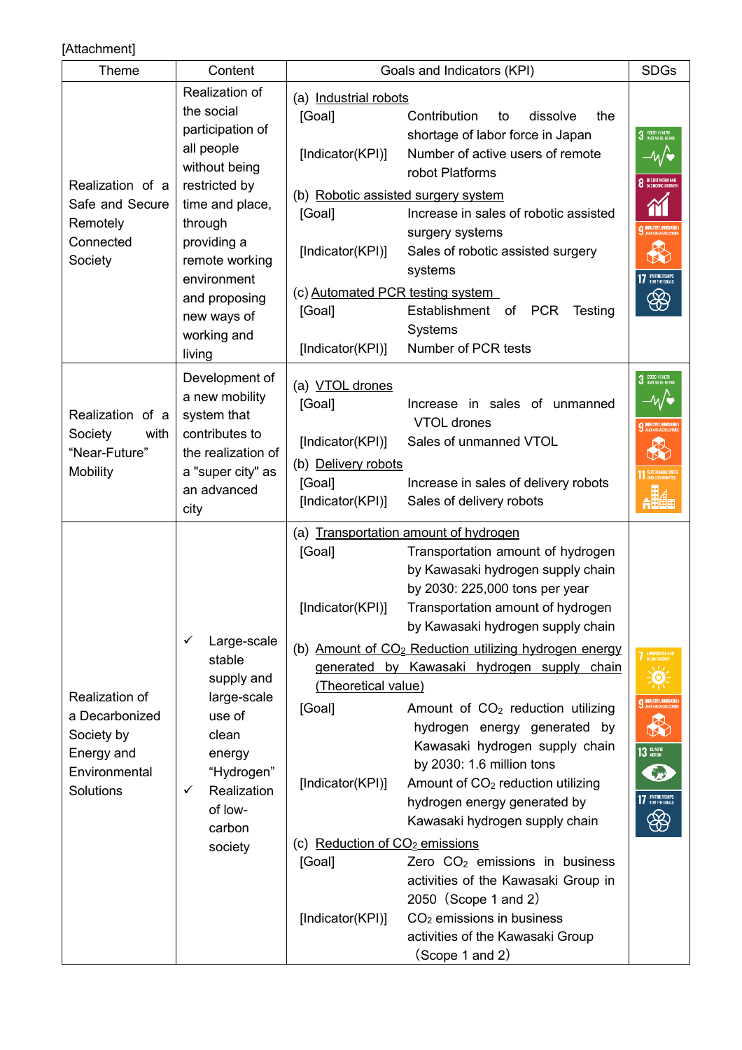[Attachment]

| Theme | Content | Goals and Indicators (KPI) | SDGs |
|---|---|---|---|
| Realization of a Safe and Secure Remotely Connected Society | Realization of the social participation of all people without being restricted by time and place, through providing a remote working environment and proposing new ways of working and living | (a) Industrial robots<br>[Goal] Contribution to dissolve the shortage of labor force in Japan<br>[Indicator(KPI)] Number of active users of remote robot Platforms<br>(b) Robotic assisted surgery system<br>[Goal] Increase in sales of robotic assisted surgery systems<br>[Indicator(KPI)] Sales of robotic assisted surgery systems<br>(c) Automated PCR testing system<br>[Goal] Establishment of PCR Testing Systems<br>[Indicator(KPI)] Number of PCR tests | 3 GOOD HEALTH AND WELL-BEING<br>8 DECENT WORK AND ECONOMIC GROWTH<br>9 INDUSTRY, INNOVATION AND INFRASTRUCTURE<br>17 PARTNERSHIPS FOR THE GOALS |
| Realization of a Society with "Near-Future" Mobility | Development of a new mobility system that contributes to the realization of a "super city" as an advanced city | (a) VTOL drones<br>[Goal] Increase in sales of unmanned VTOL drones<br>[Indicator(KPI)] Sales of unmanned VTOL<br>(b) Delivery robots<br>[Goal] Increase in sales of delivery robots<br>[Indicator(KPI)] Sales of delivery robots | 3 GOOD HEALTH AND WELL-BEING<br>9 INDUSTRY, INNOVATION AND INFRASTRUCTURE<br>11 SUSTAINABLE CITIES AND COMMUNITIES |
| Realization of a Decarbonized Society by Energy and Environmental Solutions | ✓ Large-scale stable supply and large-scale use of clean energy "Hydrogen"<br>✓ Realization of low-carbon society | (a) Transportation amount of hydrogen<br>[Goal] Transportation amount of hydrogen by Kawasaki hydrogen supply chain by 2030: 225,000 tons per year<br>[Indicator(KPI)] Transportation amount of hydrogen by Kawasaki hydrogen supply chain<br>(b) Amount of $CO_2$ Reduction utilizing hydrogen energy generated by Kawasaki hydrogen supply chain (Theoretical value)<br>[Goal] Amount of $CO_2$ reduction utilizing hydrogen energy generated by Kawasaki hydrogen supply chain by 2030: 1.6 million tons<br>[Indicator(KPI)] Amount of $CO_2$ reduction utilizing hydrogen energy generated by Kawasaki hydrogen supply chain<br>(c) Reduction of $CO_2$ emissions<br>[Goal] Zero $CO_2$ emissions in business activities of the Kawasaki Group in 2050（Scope 1 and 2）<br>[Indicator(KPI)] $CO_2$ emissions in business activities of the Kawasaki Group（Scope 1 and 2） | 7 AFFORDABLE AND CLEAN ENERGY<br>9 INDUSTRY, INNOVATION AND INFRASTRUCTURE<br>13 CLIMATE ACTION<br>17 PARTNERSHIPS FOR THE GOALS |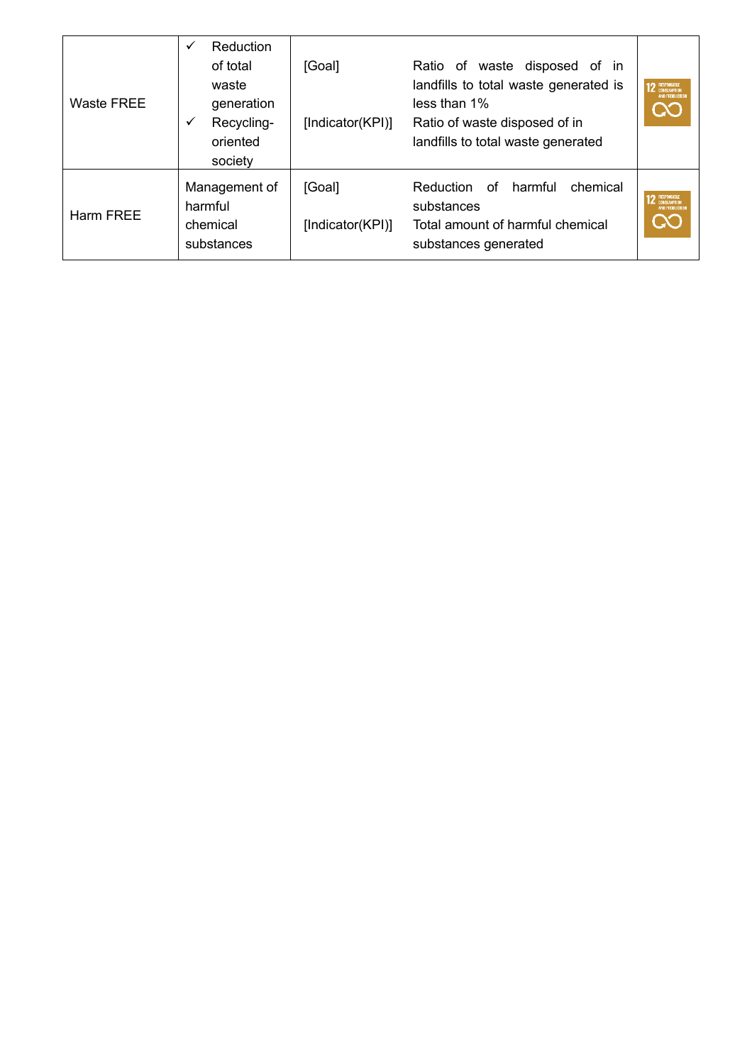| | | | | |
|---|---|---|---|---|
| Waste FREE | ✓ Reduction of total waste generation<br>✓ Recycling-oriented society | [Goal]<br><br>[Indicator(KPI)] | Ratio of waste disposed of in landfills to total waste generated is less than 1%<br>Ratio of waste disposed of in landfills to total waste generated | 12 RESPONSIBLE CONSUMPTION AND PRODUCTION |
| Harm FREE | Management of harmful chemical substances | [Goal]<br><br>[Indicator(KPI)] | Reduction of harmful chemical substances<br>Total amount of harmful chemical substances generated | 12 RESPONSIBLE CONSUMPTION AND PRODUCTION |